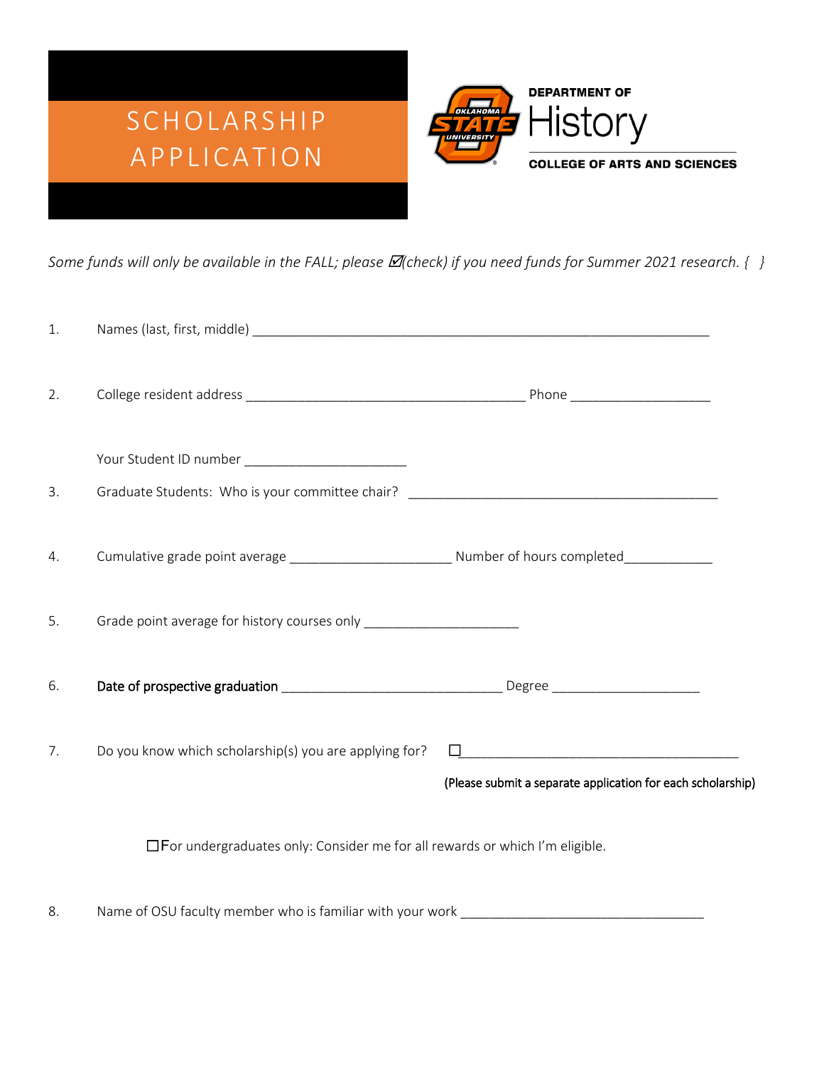# SCHOLARSHIP APPLICATION

DEPARTMENT OF

History

COLLEGE OF ARTS AND SCIENCES

*Some funds will only be available in the FALL; please ☑(check) if you need funds for Summer 2021 research. { }*

1. Names (last, first, middle) ___________________________________________________________

2. College resident address _____________________________________ Phone __________________

   Your Student ID number ____________________

3. Graduate Students: Who is your committee chair? ________________________________________

4. Cumulative grade point average _____________________ Number of hours completed___________

5. Grade point average for history courses only ____________________

6. **Date of prospective graduation** _____________________________ Degree ___________________

7. Do you know which scholarship(s) you are applying for? ☐_____________________________________

   (Please submit a separate application for each scholarship)

   ☐For undergraduates only: Consider me for all rewards or which I'm eligible.

8. Name of OSU faculty member who is familiar with your work ________________________________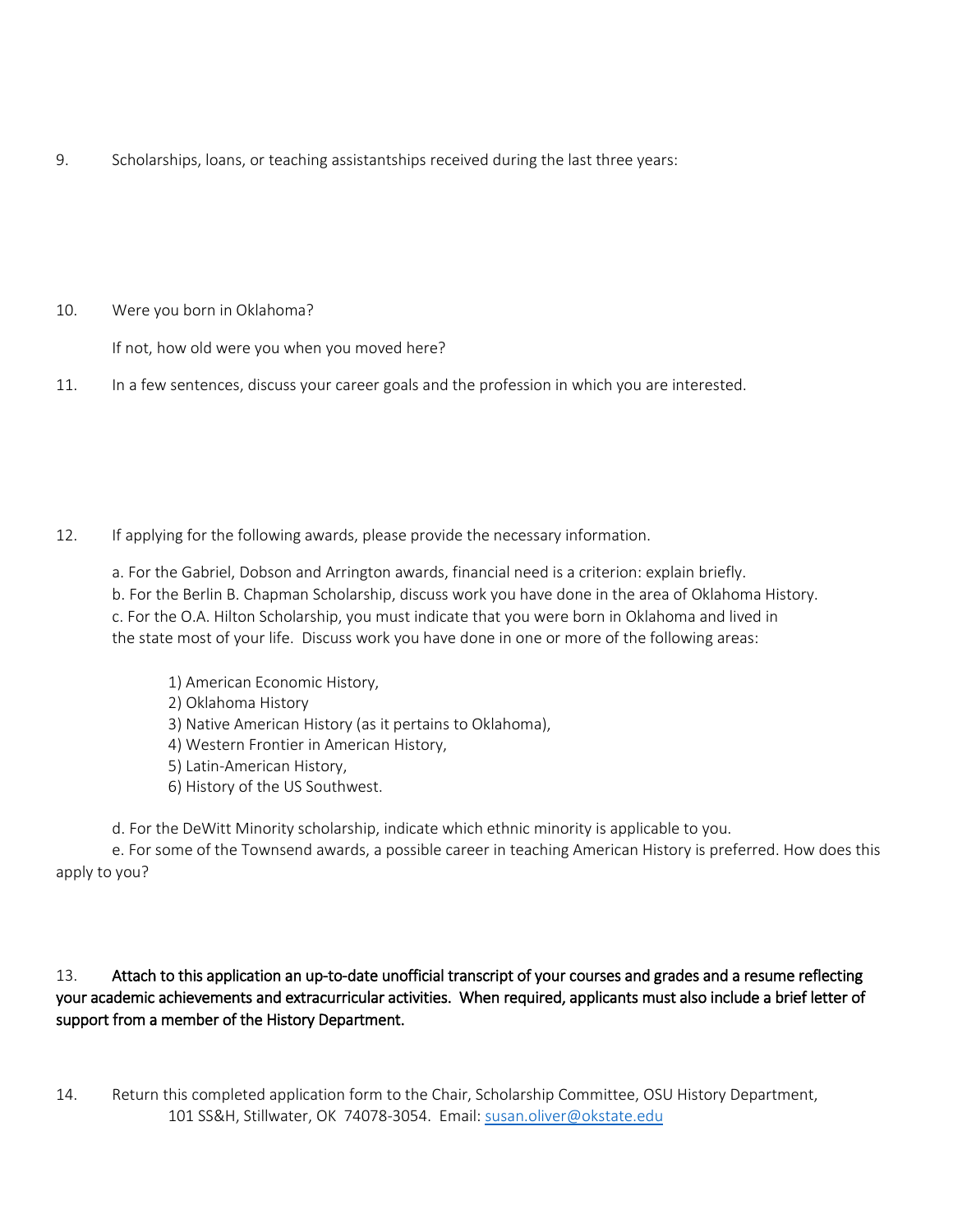9. Scholarships, loans, or teaching assistantships received during the last three years:

10. Were you born in Oklahoma?

    If not, how old were you when you moved here?

11. In a few sentences, discuss your career goals and the profession in which you are interested.

12. If applying for the following awards, please provide the necessary information.

    a. For the Gabriel, Dobson and Arrington awards, financial need is a criterion: explain briefly.
    b. For the Berlin B. Chapman Scholarship, discuss work you have done in the area of Oklahoma History.
    c. For the O.A. Hilton Scholarship, you must indicate that you were born in Oklahoma and lived in the state most of your life. Discuss work you have done in one or more of the following areas:

        1) American Economic History,
        2) Oklahoma History
        3) Native American History (as it pertains to Oklahoma),
        4) Western Frontier in American History,
        5) Latin-American History,
        6) History of the US Southwest.

    d. For the DeWitt Minority scholarship, indicate which ethnic minority is applicable to you.
    e. For some of the Townsend awards, a possible career in teaching American History is preferred. How does this apply to you?

13. **Attach to this application an up-to-date unofficial transcript of your courses and grades and a resume reflecting your academic achievements and extracurricular activities. When required, applicants must also include a brief letter of support from a member of the History Department.**

14. Return this completed application form to the Chair, Scholarship Committee, OSU History Department, 101 SS&H, Stillwater, OK 74078-3054. Email: susan.oliver@okstate.edu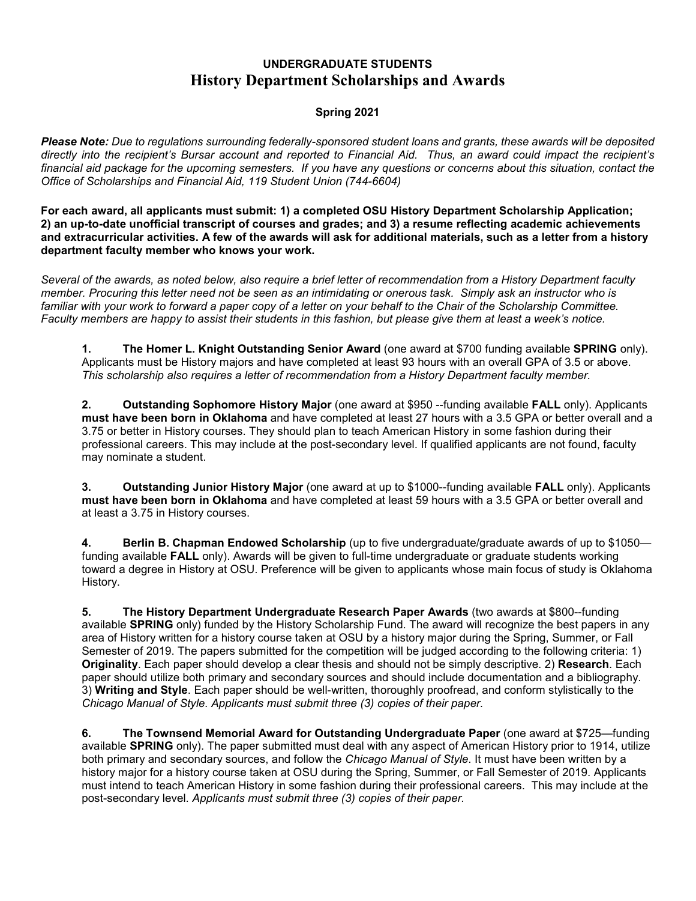## UNDERGRADUATE STUDENTS

# History Department Scholarships and Awards

**Spring 2021**

***Please Note:*** *Due to regulations surrounding federally-sponsored student loans and grants, these awards will be deposited directly into the recipient's Bursar account and reported to Financial Aid. Thus, an award could impact the recipient's financial aid package for the upcoming semesters. If you have any questions or concerns about this situation, contact the Office of Scholarships and Financial Aid, 119 Student Union (744-6604)*

**For each award, all applicants must submit: 1) a completed OSU History Department Scholarship Application; 2) an up-to-date unofficial transcript of courses and grades; and 3) a resume reflecting academic achievements and extracurricular activities. A few of the awards will ask for additional materials, such as a letter from a history department faculty member who knows your work.**

*Several of the awards, as noted below, also require a brief letter of recommendation from a History Department faculty member. Procuring this letter need not be seen as an intimidating or onerous task. Simply ask an instructor who is familiar with your work to forward a paper copy of a letter on your behalf to the Chair of the Scholarship Committee. Faculty members are happy to assist their students in this fashion, but please give them at least a week's notice.*

1. **The Homer L. Knight Outstanding Senior Award** (one award at $700 funding available **SPRING** only). Applicants must be History majors and have completed at least 93 hours with an overall GPA of 3.5 or above. *This scholarship also requires a letter of recommendation from a History Department faculty member.*

2. **Outstanding Sophomore History Major** (one award at $950 --funding available **FALL** only). Applicants **must have been born in Oklahoma** and have completed at least 27 hours with a 3.5 GPA or better overall and a 3.75 or better in History courses. They should plan to teach American History in some fashion during their professional careers. This may include at the post-secondary level. If qualified applicants are not found, faculty may nominate a student.

3. **Outstanding Junior History Major** (one award at up to $1000--funding available **FALL** only). Applicants **must have been born in Oklahoma** and have completed at least 59 hours with a 3.5 GPA or better overall and at least a 3.75 in History courses.

4. **Berlin B. Chapman Endowed Scholarship** (up to five undergraduate/graduate awards of up to $1050—funding available **FALL** only). Awards will be given to full-time undergraduate or graduate students working toward a degree in History at OSU. Preference will be given to applicants whose main focus of study is Oklahoma History.

5. **The History Department Undergraduate Research Paper Awards** (two awards at $800--funding available **SPRING** only) funded by the History Scholarship Fund. The award will recognize the best papers in any area of History written for a history course taken at OSU by a history major during the Spring, Summer, or Fall Semester of 2019. The papers submitted for the competition will be judged according to the following criteria: 1) **Originality**. Each paper should develop a clear thesis and should not be simply descriptive. 2) **Research**. Each paper should utilize both primary and secondary sources and should include documentation and a bibliography. 3) **Writing and Style**. Each paper should be well-written, thoroughly proofread, and conform stylistically to the *Chicago Manual of Style. Applicants must submit three (3) copies of their paper.*

6. **The Townsend Memorial Award for Outstanding Undergraduate Paper** (one award at $725—funding available **SPRING** only). The paper submitted must deal with any aspect of American History prior to 1914, utilize both primary and secondary sources, and follow the *Chicago Manual of Style*. It must have been written by a history major for a history course taken at OSU during the Spring, Summer, or Fall Semester of 2019. Applicants must intend to teach American History in some fashion during their professional careers. This may include at the post-secondary level. *Applicants must submit three (3) copies of their paper*.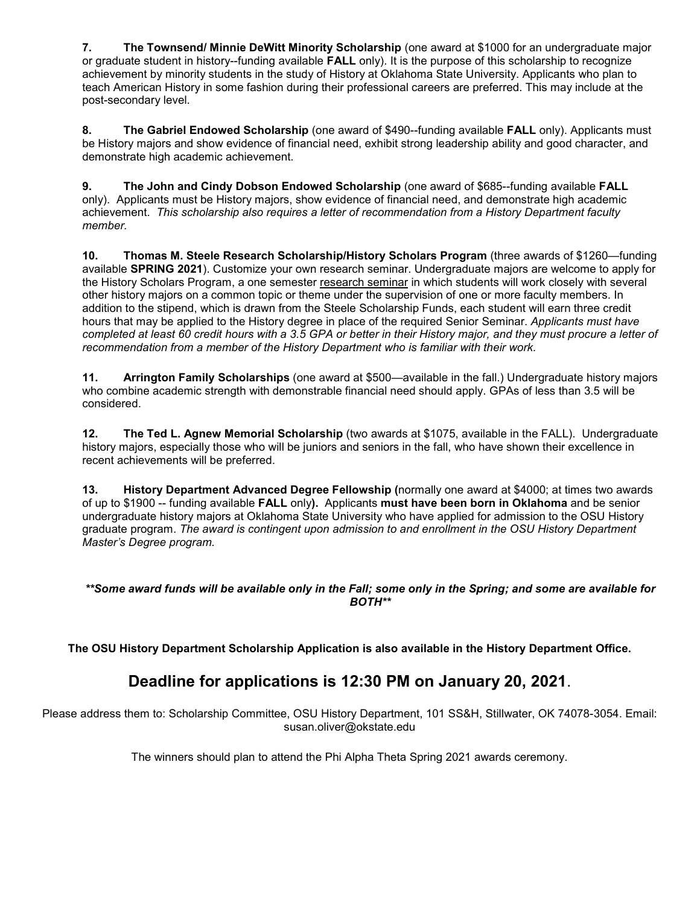**7. The Townsend/ Minnie DeWitt Minority Scholarship** (one award at $1000 for an undergraduate major or graduate student in history--funding available **FALL** only). It is the purpose of this scholarship to recognize achievement by minority students in the study of History at Oklahoma State University. Applicants who plan to teach American History in some fashion during their professional careers are preferred. This may include at the post-secondary level.

**8. The Gabriel Endowed Scholarship** (one award of $490--funding available **FALL** only). Applicants must be History majors and show evidence of financial need, exhibit strong leadership ability and good character, and demonstrate high academic achievement.

**9. The John and Cindy Dobson Endowed Scholarship** (one award of $685--funding available **FALL** only). Applicants must be History majors, show evidence of financial need, and demonstrate high academic achievement. *This scholarship also requires a letter of recommendation from a History Department faculty member.*

**10. Thomas M. Steele Research Scholarship/History Scholars Program** (three awards of $1260—funding available **SPRING 2021**). Customize your own research seminar. Undergraduate majors are welcome to apply for the History Scholars Program, a one semester research seminar in which students will work closely with several other history majors on a common topic or theme under the supervision of one or more faculty members. In addition to the stipend, which is drawn from the Steele Scholarship Funds, each student will earn three credit hours that may be applied to the History degree in place of the required Senior Seminar. *Applicants must have completed at least 60 credit hours with a 3.5 GPA or better in their History major, and they must procure a letter of recommendation from a member of the History Department who is familiar with their work.*

**11. Arrington Family Scholarships** (one award at $500—available in the fall.) Undergraduate history majors who combine academic strength with demonstrable financial need should apply. GPAs of less than 3.5 will be considered.

**12. The Ted L. Agnew Memorial Scholarship** (two awards at $1075, available in the FALL). Undergraduate history majors, especially those who will be juniors and seniors in the fall, who have shown their excellence in recent achievements will be preferred.

**13. History Department Advanced Degree Fellowship (**normally one award at $4000; at times two awards of up to $1900 -- funding available **FALL** only**).** Applicants **must have been born in Oklahoma** and be senior undergraduate history majors at Oklahoma State University who have applied for admission to the OSU History graduate program. *The award is contingent upon admission to and enrollment in the OSU History Department Master's Degree program.*

***\*\*Some award funds will be available only in the Fall; some only in the Spring; and some are available for BOTH\*\****

**The OSU History Department Scholarship Application is also available in the History Department Office.**

## Deadline for applications is 12:30 PM on January 20, 2021.

Please address them to: Scholarship Committee, OSU History Department, 101 SS&H, Stillwater, OK 74078-3054. Email: susan.oliver@okstate.edu

The winners should plan to attend the Phi Alpha Theta Spring 2021 awards ceremony.